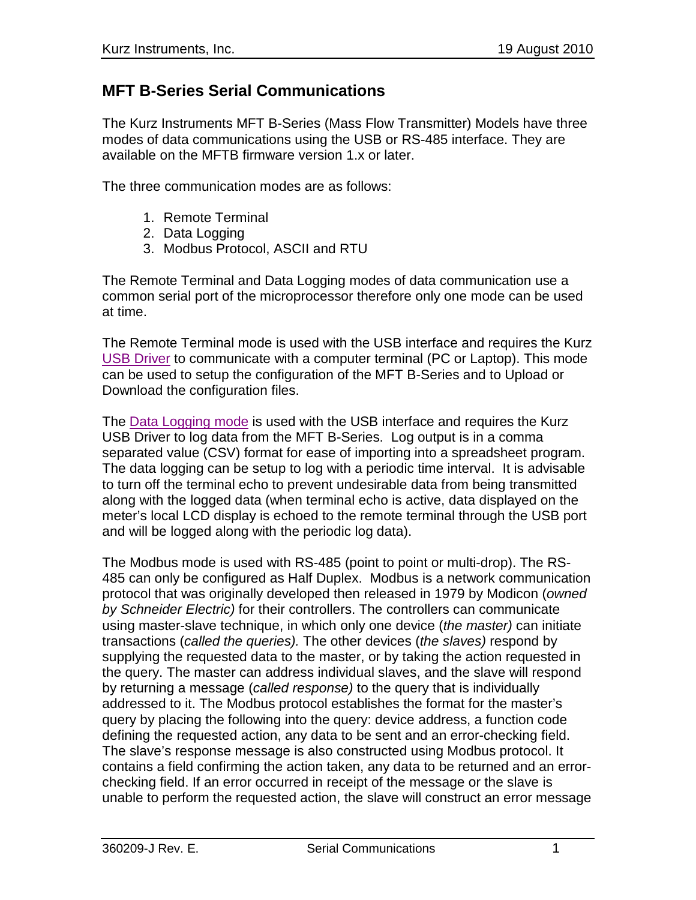## MFT B-Series Serial Communications

The Kurz Instruments MFT B-Series (Mass Flow Transmitter) Models have three modes of data communications using the USB or RS-485 interface. They are available on the MFTB firmware version 1.x or later.

The three communication modes are as follows:

1. Remote Terminal
2. Data Logging
3. Modbus Protocol, ASCII and RTU

The Remote Terminal and Data Logging modes of data communication use a common serial port of the microprocessor therefore only one mode can be used at time.

The Remote Terminal mode is used with the USB interface and requires the Kurz USB Driver to communicate with a computer terminal (PC or Laptop). This mode can be used to setup the configuration of the MFT B-Series and to Upload or Download the configuration files.

The Data Logging mode is used with the USB interface and requires the Kurz USB Driver to log data from the MFT B-Series. Log output is in a comma separated value (CSV) format for ease of importing into a spreadsheet program. The data logging can be setup to log with a periodic time interval. It is advisable to turn off the terminal echo to prevent undesirable data from being transmitted along with the logged data (when terminal echo is active, data displayed on the meter's local LCD display is echoed to the remote terminal through the USB port and will be logged along with the periodic log data).

The Modbus mode is used with RS-485 (point to point or multi-drop). The RS-485 can only be configured as Half Duplex. Modbus is a network communication protocol that was originally developed then released in 1979 by Modicon (*owned by Schneider Electric)* for their controllers. The controllers can communicate using master-slave technique, in which only one device (*the master)* can initiate transactions (*called the queries).* The other devices (*the slaves)* respond by supplying the requested data to the master, or by taking the action requested in the query. The master can address individual slaves, and the slave will respond by returning a message (*called response)* to the query that is individually addressed to it. The Modbus protocol establishes the format for the master's query by placing the following into the query: device address, a function code defining the requested action, any data to be sent and an error-checking field. The slave's response message is also constructed using Modbus protocol. It contains a field confirming the action taken, any data to be returned and an error-checking field. If an error occurred in receipt of the message or the slave is unable to perform the requested action, the slave will construct an error message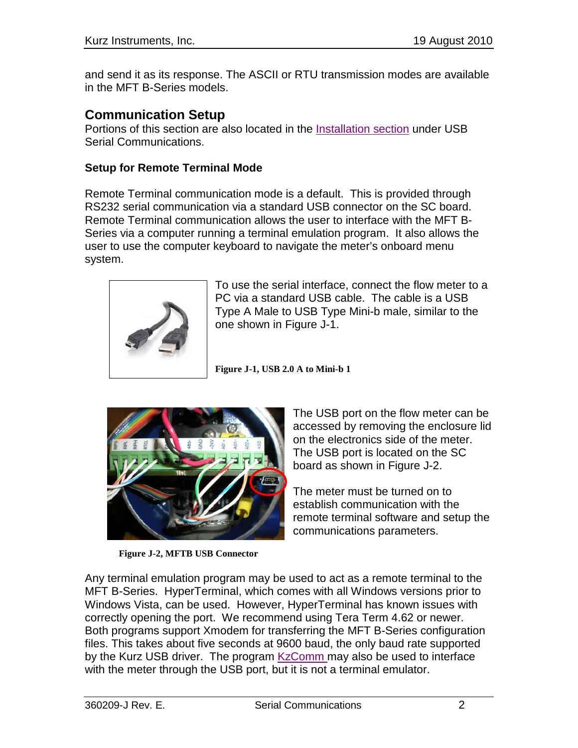and send it as its response. The ASCII or RTU transmission modes are available in the MFT B-Series models.

## Communication Setup

Portions of this section are also located in the Installation section under USB Serial Communications.

### Setup for Remote Terminal Mode

Remote Terminal communication mode is a default. This is provided through RS232 serial communication via a standard USB connector on the SC board. Remote Terminal communication allows the user to interface with the MFT B-Series via a computer running a terminal emulation program. It also allows the user to use the computer keyboard to navigate the meter's onboard menu system.

To use the serial interface, connect the flow meter to a PC via a standard USB cable. The cable is a USB Type A Male to USB Type Mini-b male, similar to the one shown in Figure J-1.

**Figure J-1, USB 2.0 A to Mini-b 1**

The USB port on the flow meter can be accessed by removing the enclosure lid on the electronics side of the meter. The USB port is located on the SC board as shown in Figure J-2.

The meter must be turned on to establish communication with the remote terminal software and setup the communications parameters.

**Figure J-2, MFTB USB Connector**

Any terminal emulation program may be used to act as a remote terminal to the MFT B-Series. HyperTerminal, which comes with all Windows versions prior to Windows Vista, can be used. However, HyperTerminal has known issues with correctly opening the port. We recommend using Tera Term 4.62 or newer. Both programs support Xmodem for transferring the MFT B-Series configuration files. This takes about five seconds at 9600 baud, the only baud rate supported by the Kurz USB driver. The program KzComm may also be used to interface with the meter through the USB port, but it is not a terminal emulator.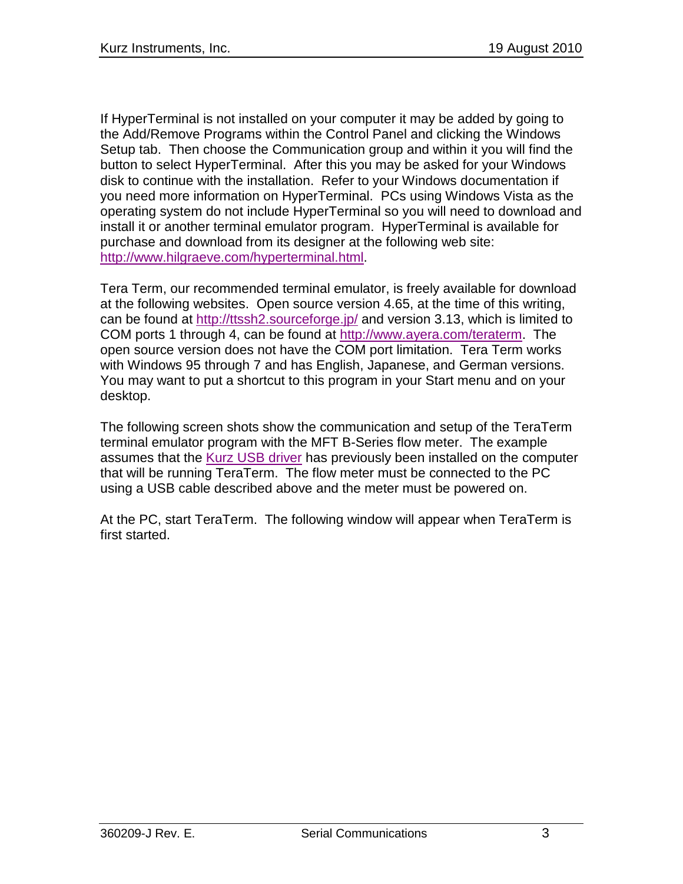If HyperTerminal is not installed on your computer it may be added by going to the Add/Remove Programs within the Control Panel and clicking the Windows Setup tab. Then choose the Communication group and within it you will find the button to select HyperTerminal. After this you may be asked for your Windows disk to continue with the installation. Refer to your Windows documentation if you need more information on HyperTerminal. PCs using Windows Vista as the operating system do not include HyperTerminal so you will need to download and install it or another terminal emulator program. HyperTerminal is available for purchase and download from its designer at the following web site: http://www.hilgraeve.com/hyperterminal.html.

Tera Term, our recommended terminal emulator, is freely available for download at the following websites. Open source version 4.65, at the time of this writing, can be found at http://ttssh2.sourceforge.jp/ and version 3.13, which is limited to COM ports 1 through 4, can be found at http://www.ayera.com/teraterm. The open source version does not have the COM port limitation. Tera Term works with Windows 95 through 7 and has English, Japanese, and German versions. You may want to put a shortcut to this program in your Start menu and on your desktop.

The following screen shots show the communication and setup of the TeraTerm terminal emulator program with the MFT B-Series flow meter. The example assumes that the Kurz USB driver has previously been installed on the computer that will be running TeraTerm. The flow meter must be connected to the PC using a USB cable described above and the meter must be powered on.

At the PC, start TeraTerm. The following window will appear when TeraTerm is first started.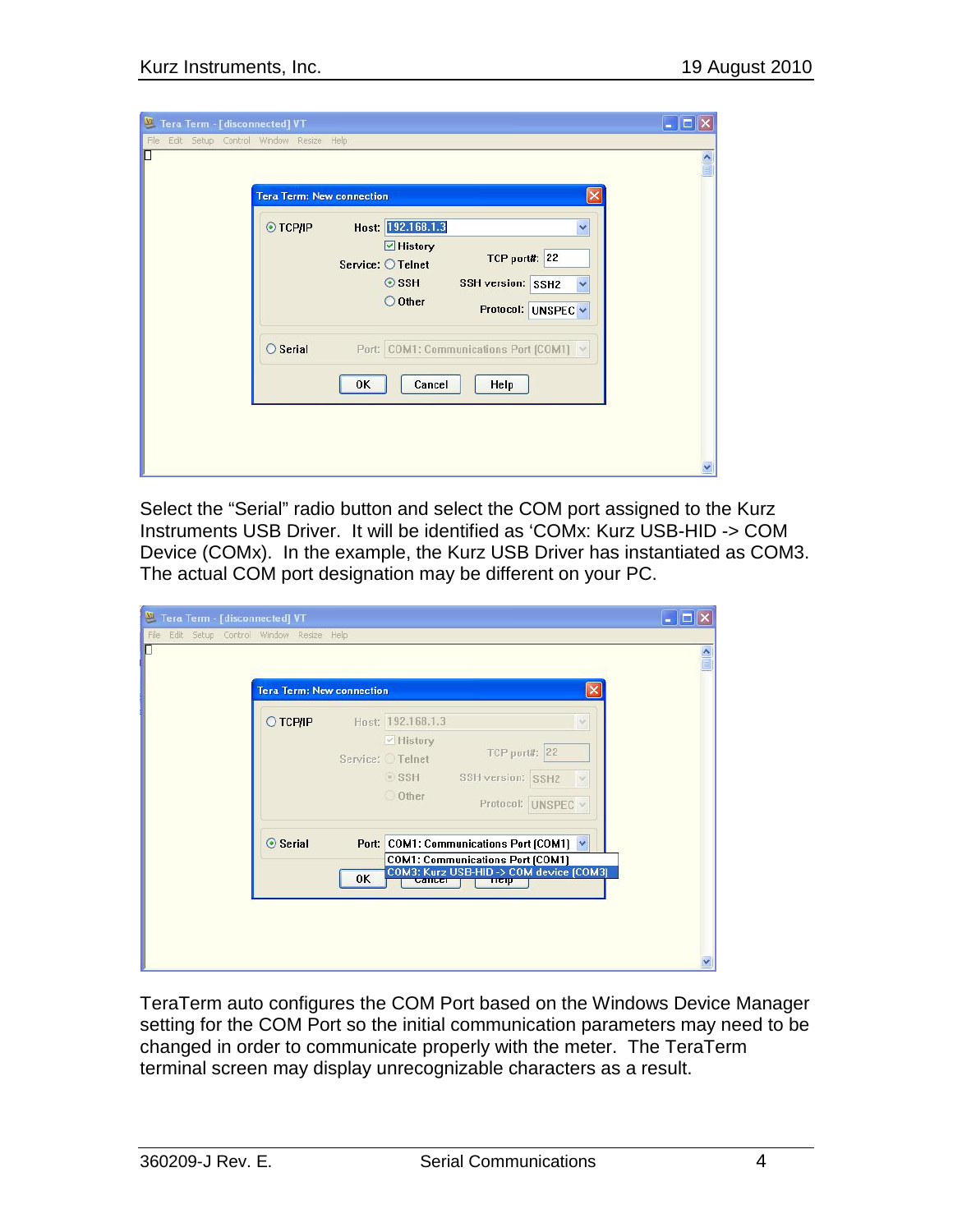Select the “Serial” radio button and select the COM port assigned to the Kurz Instruments USB Driver. It will be identified as ‘COMx: Kurz USB-HID -> COM Device (COMx). In the example, the Kurz USB Driver has instantiated as COM3. The actual COM port designation may be different on your PC.

TeraTerm auto configures the COM Port based on the Windows Device Manager setting for the COM Port so the initial communication parameters may need to be changed in order to communicate properly with the meter. The TeraTerm terminal screen may display unrecognizable characters as a result.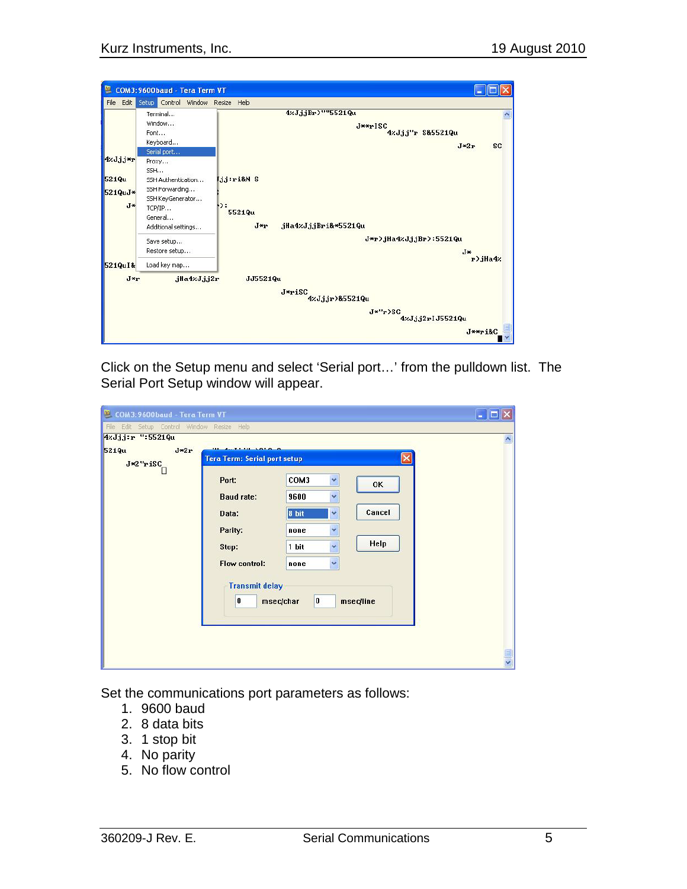Click on the Setup menu and select ‘Serial port…’ from the pulldown list. The Serial Port Setup window will appear.

Set the communications port parameters as follows:

1. 9600 baud
2. 8 data bits
3. 1 stop bit
4. No parity
5. No flow control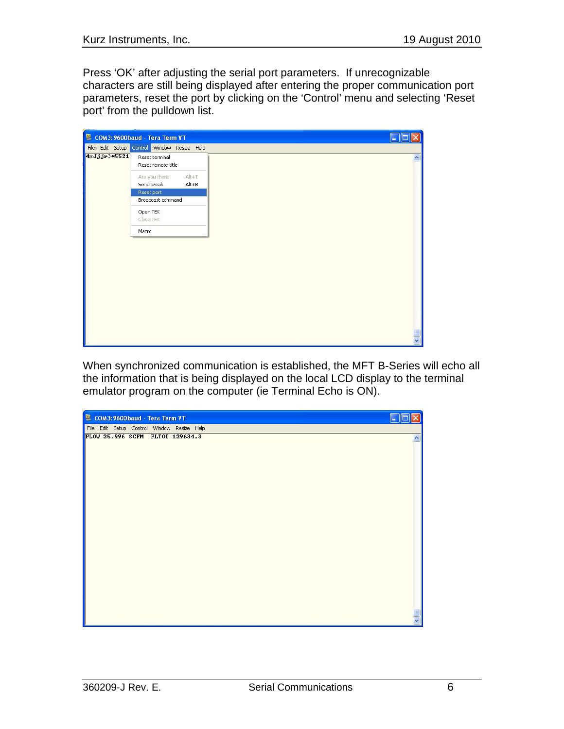Press ‘OK’ after adjusting the serial port parameters. If unrecognizable characters are still being displayed after entering the proper communication port parameters, reset the port by clicking on the ‘Control’ menu and selecting ‘Reset port’ from the pulldown list.

When synchronized communication is established, the MFT B-Series will echo all the information that is being displayed on the local LCD display to the terminal emulator program on the computer (ie Terminal Echo is ON).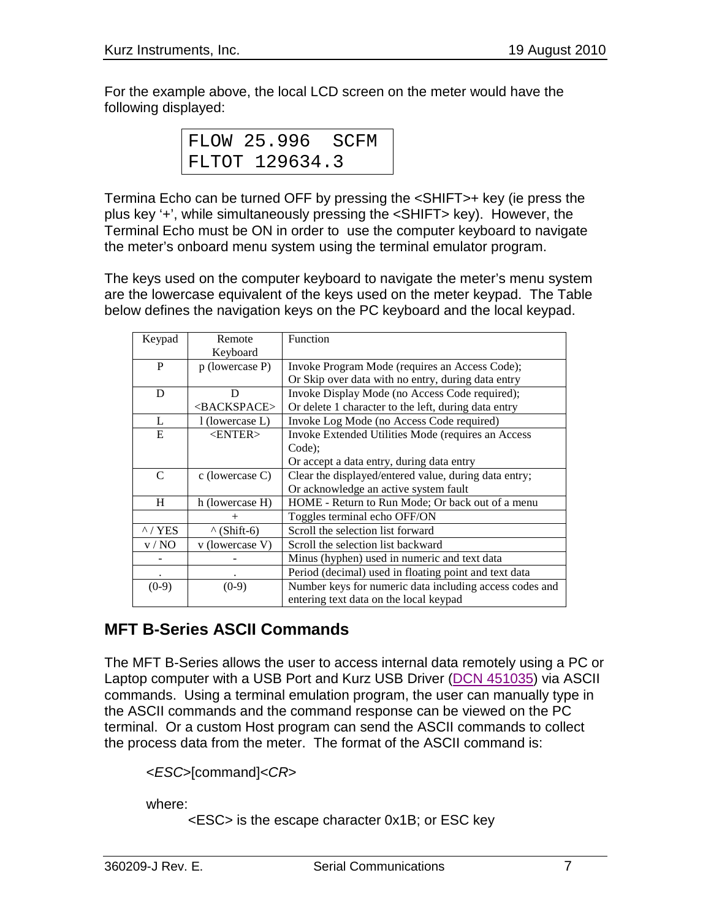For the example above, the local LCD screen on the meter would have the following displayed:

```
FLOW 25.996  SCFM
FLTOT 129634.3
```

Termina Echo can be turned OFF by pressing the <SHIFT>+ key (ie press the plus key '+', while simultaneously pressing the <SHIFT> key). However, the Terminal Echo must be ON in order to use the computer keyboard to navigate the meter's onboard menu system using the terminal emulator program.

The keys used on the computer keyboard to navigate the meter's menu system are the lowercase equivalent of the keys used on the meter keypad. The Table below defines the navigation keys on the PC keyboard and the local keypad.

| Keypad | Remote Keyboard | Function |
|---|---|---|
| P | p (lowercase P) | Invoke Program Mode (requires an Access Code); Or Skip over data with no entry, during data entry |
| D | D <BACKSPACE> | Invoke Display Mode (no Access Code required); Or delete 1 character to the left, during data entry |
| L | l (lowercase L) | Invoke Log Mode (no Access Code required) |
| E | <ENTER> | Invoke Extended Utilities Mode (requires an Access Code); Or accept a data entry, during data entry |
| C | c (lowercase C) | Clear the displayed/entered value, during data entry; Or acknowledge an active system fault |
| H | h (lowercase H) | HOME - Return to Run Mode; Or back out of a menu |
| | + | Toggles terminal echo OFF/ON |
| ^ / YES | ^ (Shift-6) | Scroll the selection list forward |
| v / NO | v (lowercase V) | Scroll the selection list backward |
| - | - | Minus (hyphen) used in numeric and text data |
| . | . | Period (decimal) used in floating point and text data |
| (0-9) | (0-9) | Number keys for numeric data including access codes and entering text data on the local keypad |

## MFT B-Series ASCII Commands

The MFT B-Series allows the user to access internal data remotely using a PC or Laptop computer with a USB Port and Kurz USB Driver (DCN 451035) via ASCII commands. Using a terminal emulation program, the user can manually type in the ASCII commands and the command response can be viewed on the PC terminal. Or a custom Host program can send the ASCII commands to collect the process data from the meter. The format of the ASCII command is:

<*ESC*>[command]<*CR*>

where:

<ESC> is the escape character 0x1B; or ESC key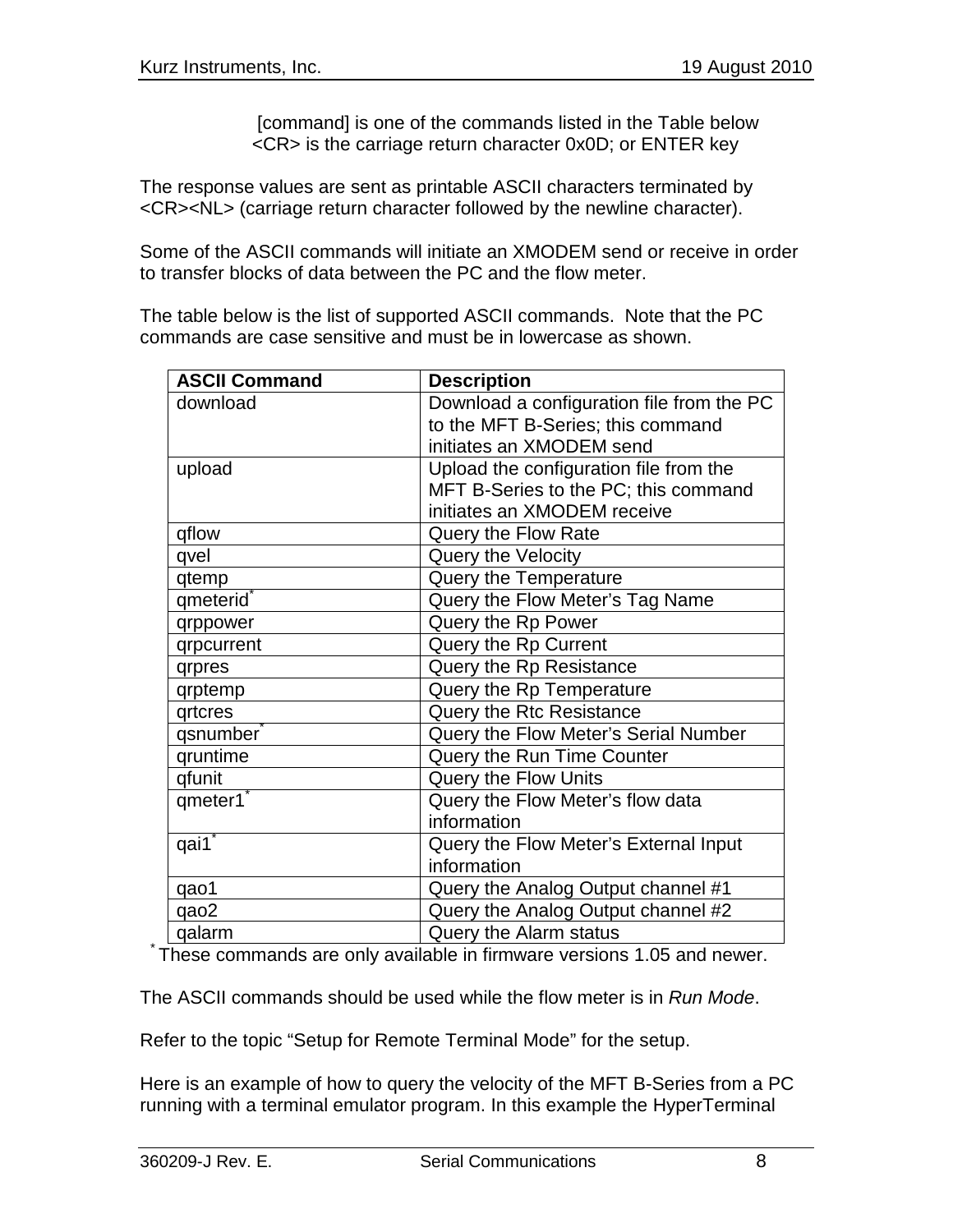[command] is one of the commands listed in the Table below
<CR> is the carriage return character 0x0D; or ENTER key

The response values are sent as printable ASCII characters terminated by <CR><NL> (carriage return character followed by the newline character).

Some of the ASCII commands will initiate an XMODEM send or receive in order to transfer blocks of data between the PC and the flow meter.

The table below is the list of supported ASCII commands. Note that the PC commands are case sensitive and must be in lowercase as shown.

| ASCII Command | Description |
|---|---|
| download | Download a configuration file from the PC to the MFT B-Series; this command initiates an XMODEM send |
| upload | Upload the configuration file from the MFT B-Series to the PC; this command initiates an XMODEM receive |
| qflow | Query the Flow Rate |
| qvel | Query the Velocity |
| qtemp | Query the Temperature |
| qmeterid* | Query the Flow Meter's Tag Name |
| qrppower | Query the Rp Power |
| qrpcurrent | Query the Rp Current |
| qrpres | Query the Rp Resistance |
| qrptemp | Query the Rp Temperature |
| qrtcres | Query the Rtc Resistance |
| qsnumber* | Query the Flow Meter's Serial Number |
| qruntime | Query the Run Time Counter |
| qfunit | Query the Flow Units |
| qmeter1* | Query the Flow Meter's flow data information |
| qai1* | Query the Flow Meter's External Input information |
| qao1 | Query the Analog Output channel #1 |
| qao2 | Query the Analog Output channel #2 |
| qalarm | Query the Alarm status |

* These commands are only available in firmware versions 1.05 and newer.

The ASCII commands should be used while the flow meter is in *Run Mode*.

Refer to the topic "Setup for Remote Terminal Mode" for the setup.

Here is an example of how to query the velocity of the MFT B-Series from a PC running with a terminal emulator program. In this example the HyperTerminal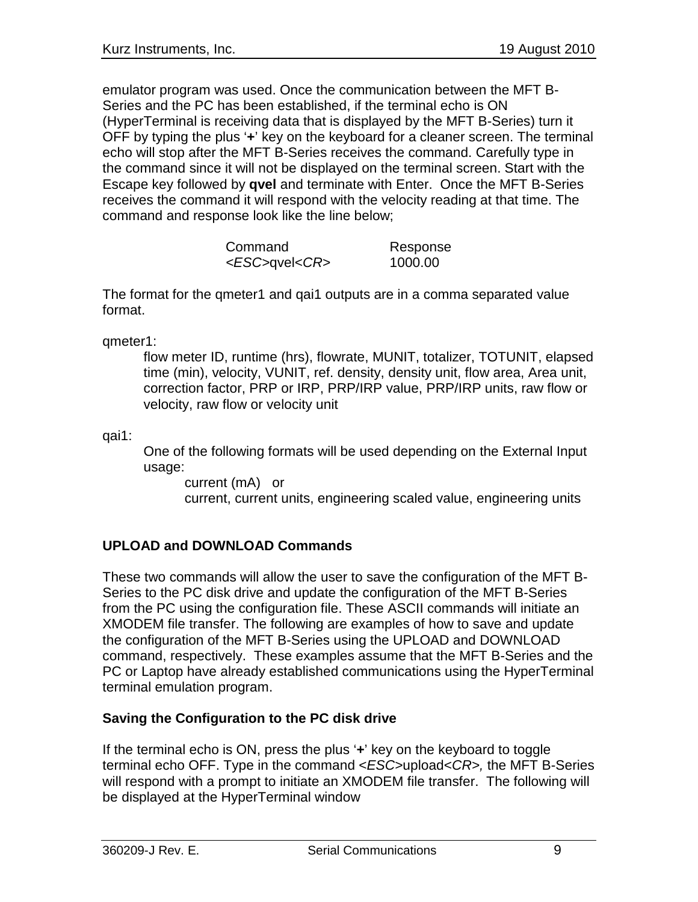emulator program was used. Once the communication between the MFT B-Series and the PC has been established, if the terminal echo is ON (HyperTerminal is receiving data that is displayed by the MFT B-Series) turn it OFF by typing the plus '**+**' key on the keyboard for a cleaner screen. The terminal echo will stop after the MFT B-Series receives the command. Carefully type in the command since it will not be displayed on the terminal screen. Start with the Escape key followed by **qvel** and terminate with Enter. Once the MFT B-Series receives the command it will respond with the velocity reading at that time. The command and response look like the line below;

| Command | Response |
|---|---|
| <*ESC*>qvel<*CR*> | 1000.00 |

The format for the qmeter1 and qai1 outputs are in a comma separated value format.

qmeter1:

> flow meter ID, runtime (hrs), flowrate, MUNIT, totalizer, TOTUNIT, elapsed time (min), velocity, VUNIT, ref. density, density unit, flow area, Area unit, correction factor, PRP or IRP, PRP/IRP value, PRP/IRP units, raw flow or velocity, raw flow or velocity unit

qai1:

> One of the following formats will be used depending on the External Input usage:
>
> > current (mA) or
> >
> > current, current units, engineering scaled value, engineering units

**UPLOAD and DOWNLOAD Commands**

These two commands will allow the user to save the configuration of the MFT B-Series to the PC disk drive and update the configuration of the MFT B-Series from the PC using the configuration file. These ASCII commands will initiate an XMODEM file transfer. The following are examples of how to save and update the configuration of the MFT B-Series using the UPLOAD and DOWNLOAD command, respectively. These examples assume that the MFT B-Series and the PC or Laptop have already established communications using the HyperTerminal terminal emulation program.

**Saving the Configuration to the PC disk drive**

If the terminal echo is ON, press the plus '**+**' key on the keyboard to toggle terminal echo OFF. Type in the command <*ESC*>upload<*CR*>*,* the MFT B-Series will respond with a prompt to initiate an XMODEM file transfer. The following will be displayed at the HyperTerminal window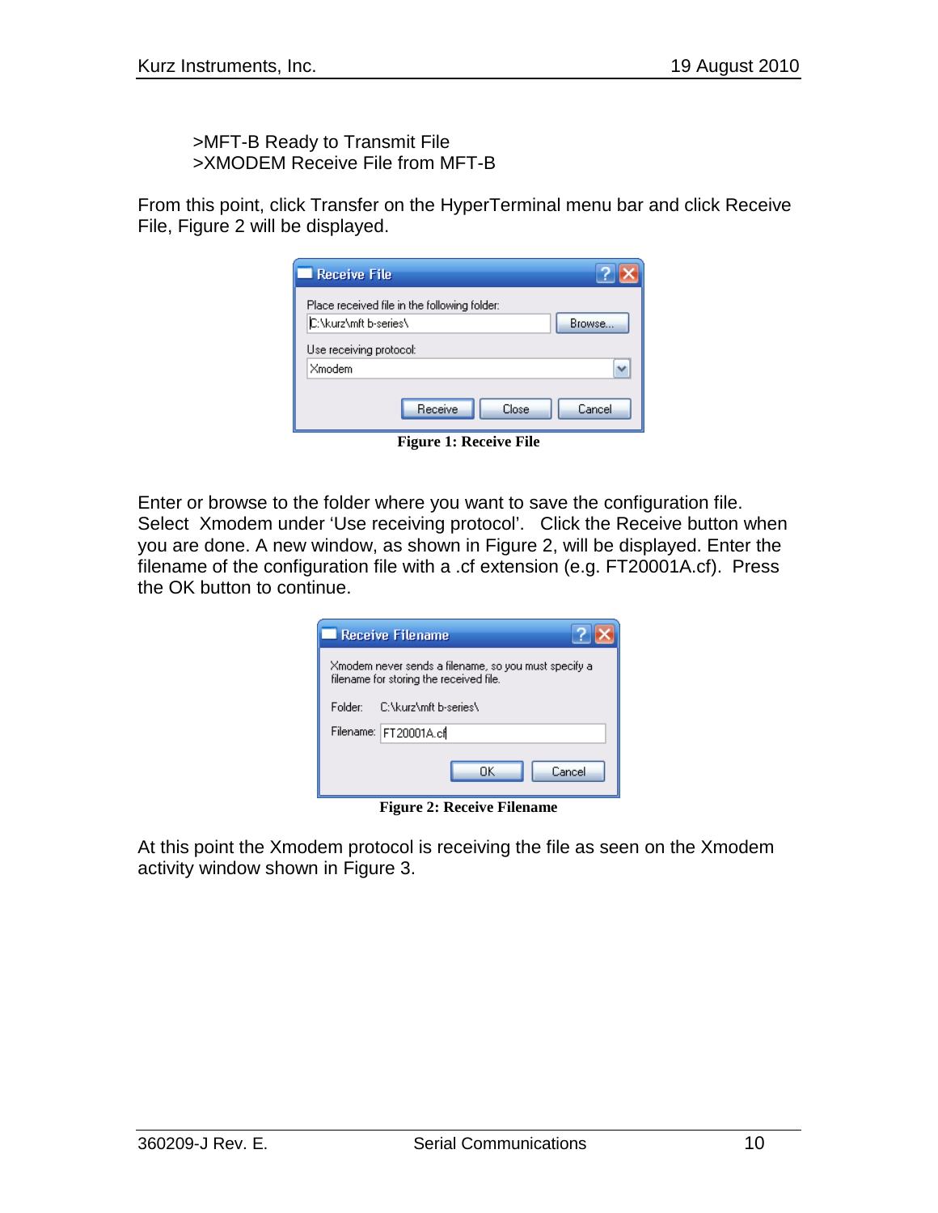>MFT-B Ready to Transmit File
>XMODEM Receive File from MFT-B

From this point, click Transfer on the HyperTerminal menu bar and click Receive File, Figure 2 will be displayed.

**Figure 1: Receive File**

Enter or browse to the folder where you want to save the configuration file. Select Xmodem under 'Use receiving protocol'. Click the Receive button when you are done. A new window, as shown in Figure 2, will be displayed. Enter the filename of the configuration file with a .cf extension (e.g. FT20001A.cf). Press the OK button to continue.

**Figure 2: Receive Filename**

At this point the Xmodem protocol is receiving the file as seen on the Xmodem activity window shown in Figure 3.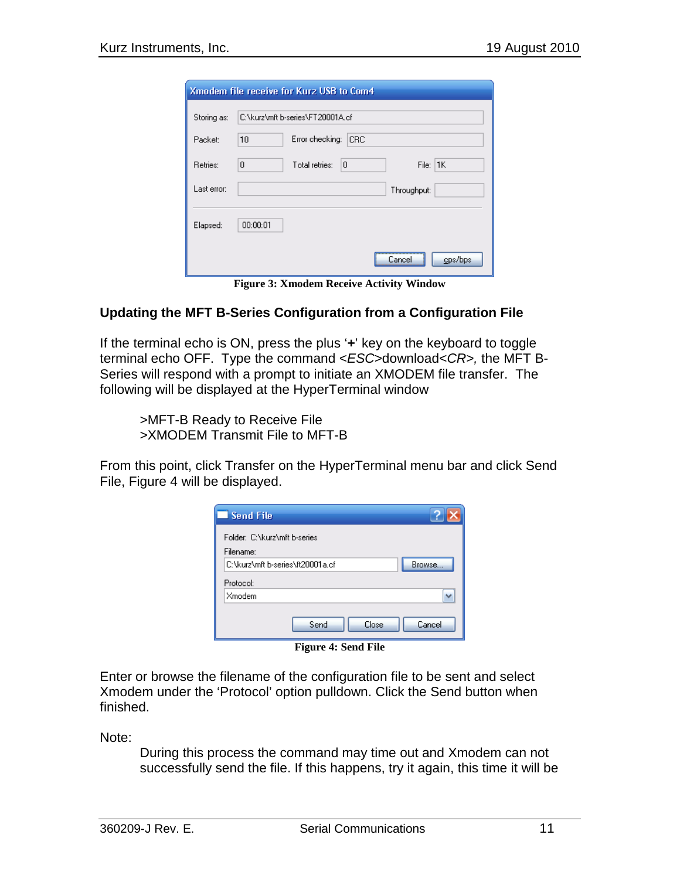Figure 3: Xmodem Receive Activity Window

## Updating the MFT B-Series Configuration from a Configuration File

If the terminal echo is ON, press the plus '**+**' key on the keyboard to toggle terminal echo OFF. Type the command <*ESC*>download<*CR*>, the MFT B-Series will respond with a prompt to initiate an XMODEM file transfer. The following will be displayed at the HyperTerminal window

> >MFT-B Ready to Receive File
> >XMODEM Transmit File to MFT-B

From this point, click Transfer on the HyperTerminal menu bar and click Send File, Figure 4 will be displayed.

Figure 4: Send File

Enter or browse the filename of the configuration file to be sent and select Xmodem under the 'Protocol' option pulldown. Click the Send button when finished.

Note:

> During this process the command may time out and Xmodem can not successfully send the file. If this happens, try it again, this time it will be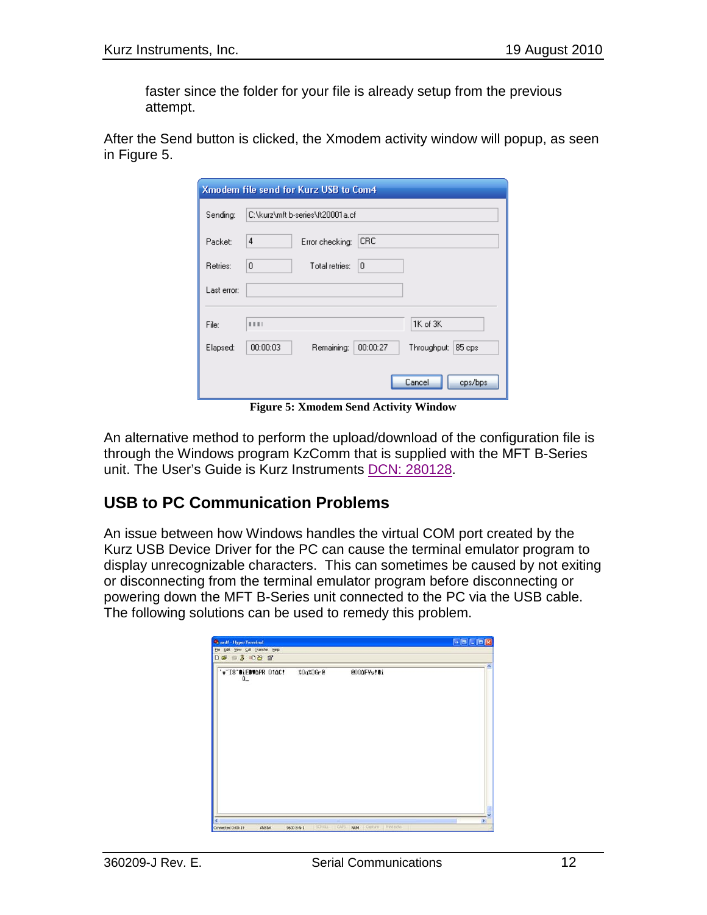faster since the folder for your file is already setup from the previous attempt.

After the Send button is clicked, the Xmodem activity window will popup, as seen in Figure 5.

**Figure 5: Xmodem Send Activity Window**

An alternative method to perform the upload/download of the configuration file is through the Windows program KzComm that is supplied with the MFT B-Series unit. The User's Guide is Kurz Instruments DCN: 280128.

## USB to PC Communication Problems

An issue between how Windows handles the virtual COM port created by the Kurz USB Device Driver for the PC can cause the terminal emulator program to display unrecognizable characters. This can sometimes be caused by not exiting or disconnecting from the terminal emulator program before disconnecting or powering down the MFT B-Series unit connected to the PC via the USB cable. The following solutions can be used to remedy this problem.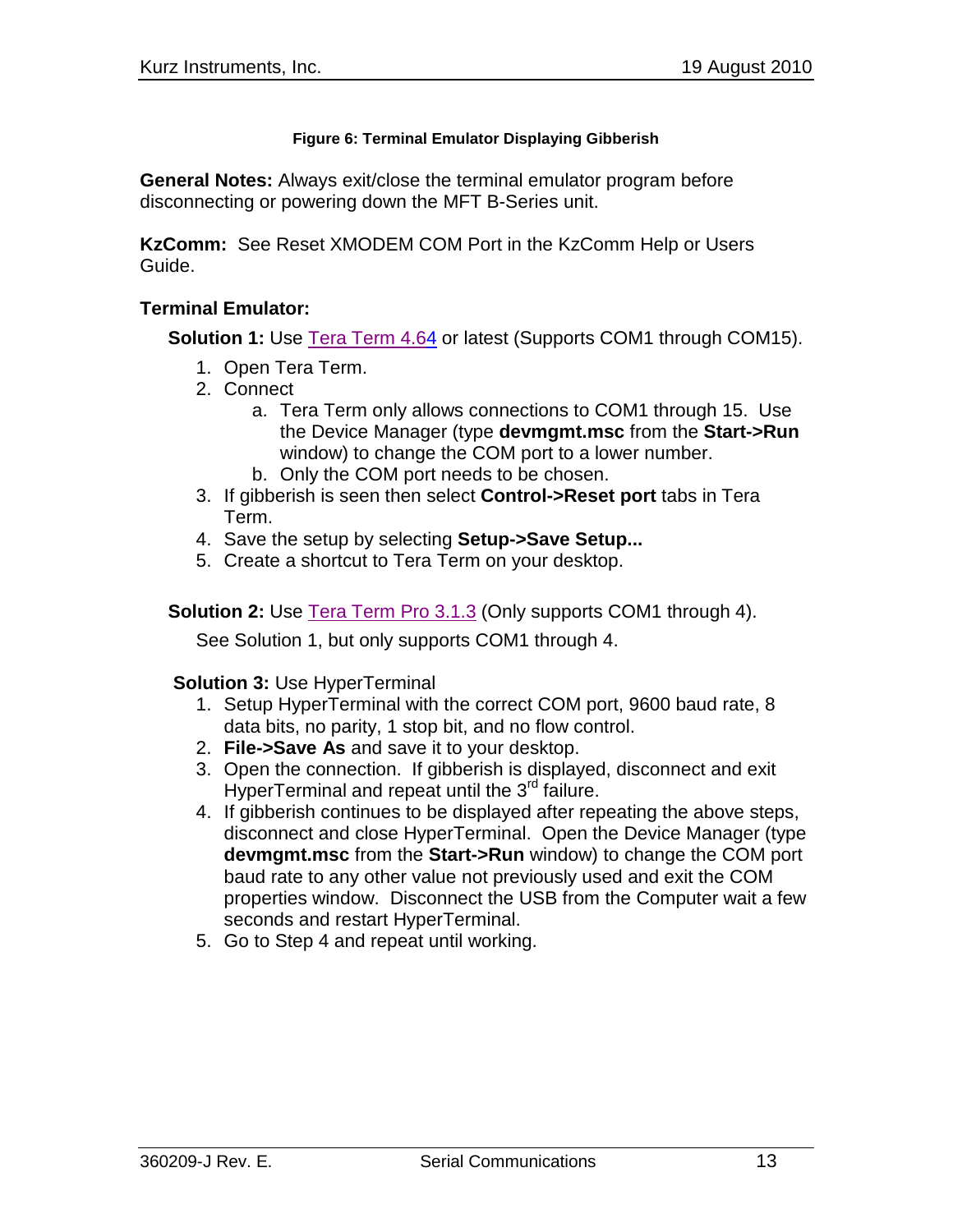**Figure 6: Terminal Emulator Displaying Gibberish**

**General Notes:** Always exit/close the terminal emulator program before disconnecting or powering down the MFT B-Series unit.

**KzComm:** See Reset XMODEM COM Port in the KzComm Help or Users Guide.

**Terminal Emulator:**

**Solution 1:** Use Tera Term 4.64 or latest (Supports COM1 through COM15).

1. Open Tera Term.
2. Connect
   a. Tera Term only allows connections to COM1 through 15. Use the Device Manager (type **devmgmt.msc** from the **Start->Run** window) to change the COM port to a lower number.
   b. Only the COM port needs to be chosen.
3. If gibberish is seen then select **Control->Reset port** tabs in Tera Term.
4. Save the setup by selecting **Setup->Save Setup...**
5. Create a shortcut to Tera Term on your desktop.

**Solution 2:** Use Tera Term Pro 3.1.3 (Only supports COM1 through 4).

See Solution 1, but only supports COM1 through 4.

**Solution 3:** Use HyperTerminal

1. Setup HyperTerminal with the correct COM port, 9600 baud rate, 8 data bits, no parity, 1 stop bit, and no flow control.
2. **File->Save As** and save it to your desktop.
3. Open the connection. If gibberish is displayed, disconnect and exit HyperTerminal and repeat until the 3rd failure.
4. If gibberish continues to be displayed after repeating the above steps, disconnect and close HyperTerminal. Open the Device Manager (type **devmgmt.msc** from the **Start->Run** window) to change the COM port baud rate to any other value not previously used and exit the COM properties window. Disconnect the USB from the Computer wait a few seconds and restart HyperTerminal.
5. Go to Step 4 and repeat until working.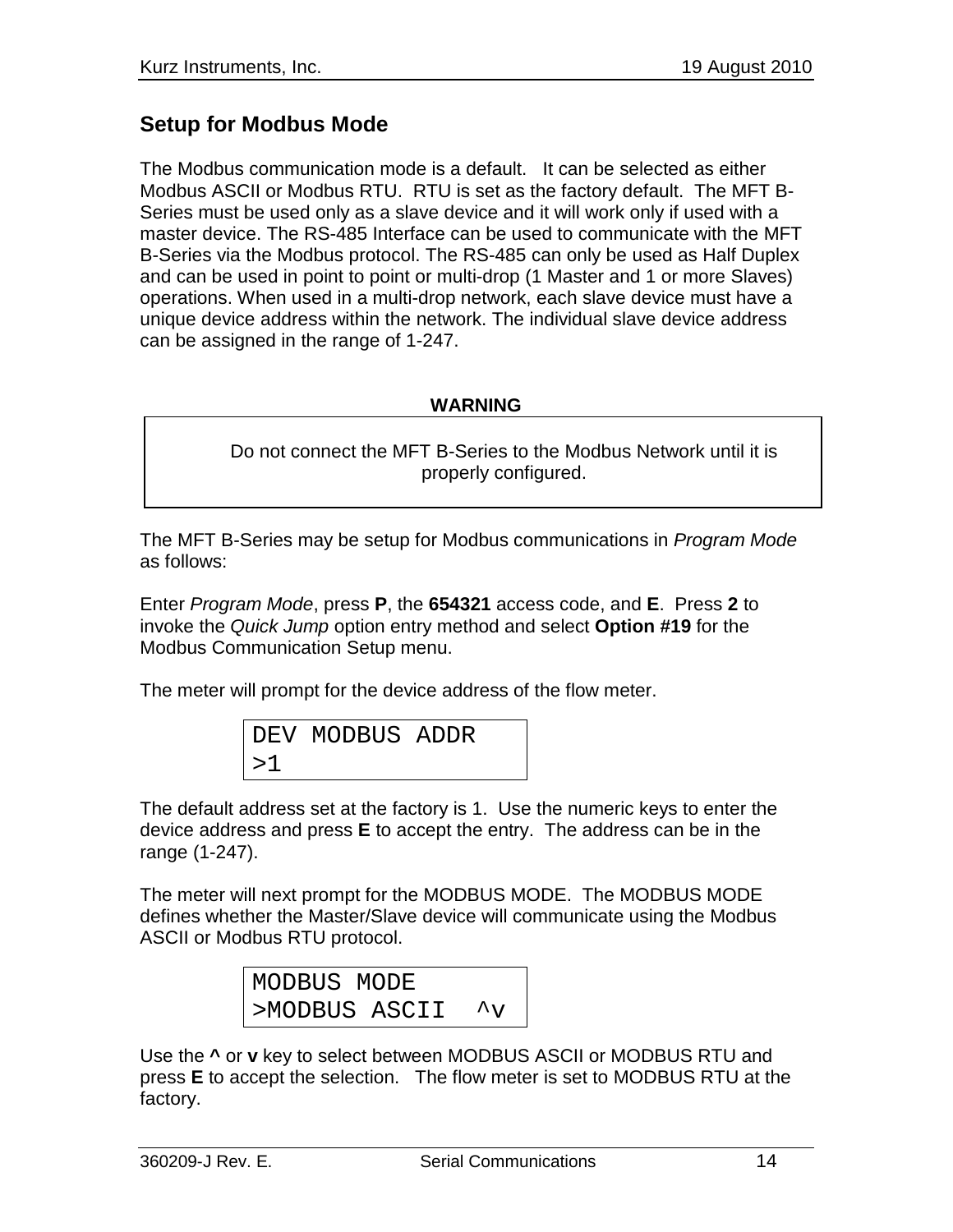## Setup for Modbus Mode

The Modbus communication mode is a default. It can be selected as either Modbus ASCII or Modbus RTU. RTU is set as the factory default. The MFT B-Series must be used only as a slave device and it will work only if used with a master device. The RS-485 Interface can be used to communicate with the MFT B-Series via the Modbus protocol. The RS-485 can only be used as Half Duplex and can be used in point to point or multi-drop (1 Master and 1 or more Slaves) operations. When used in a multi-drop network, each slave device must have a unique device address within the network. The individual slave device address can be assigned in the range of 1-247.

**WARNING**

> Do not connect the MFT B-Series to the Modbus Network until it is properly configured.

The MFT B-Series may be setup for Modbus communications in *Program Mode* as follows:

Enter *Program Mode*, press **P**, the **654321** access code, and **E**. Press **2** to invoke the *Quick Jump* option entry method and select **Option #19** for the Modbus Communication Setup menu.

The meter will prompt for the device address of the flow meter.

```
DEV MODBUS ADDR
>1
```

The default address set at the factory is 1. Use the numeric keys to enter the device address and press **E** to accept the entry. The address can be in the range (1-247).

The meter will next prompt for the MODBUS MODE. The MODBUS MODE defines whether the Master/Slave device will communicate using the Modbus ASCII or Modbus RTU protocol.

```
MODBUS MODE
>MODBUS ASCII  ^v
```

Use the **^** or **v** key to select between MODBUS ASCII or MODBUS RTU and press **E** to accept the selection. The flow meter is set to MODBUS RTU at the factory.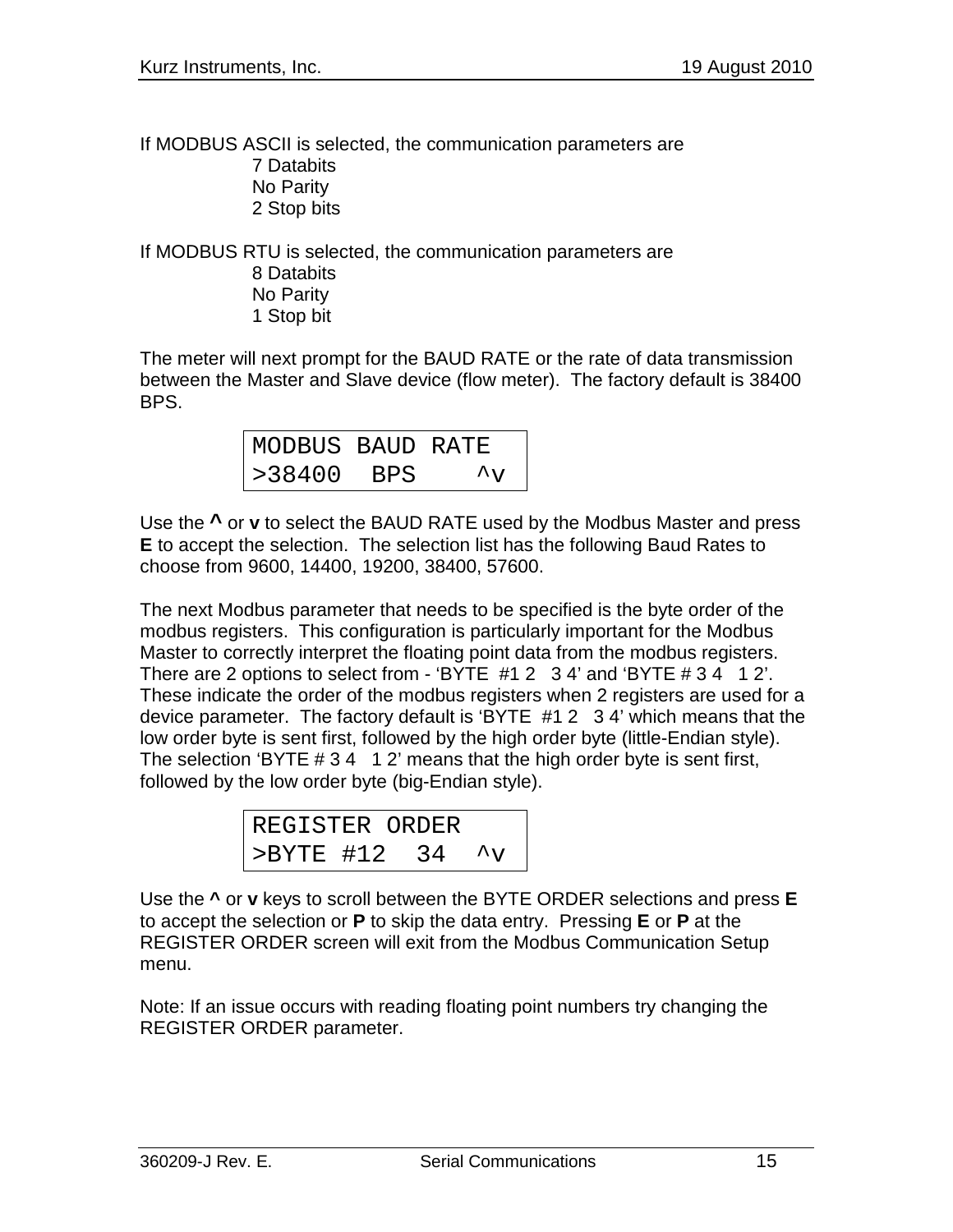If MODBUS ASCII is selected, the communication parameters are

- 7 Databits
- No Parity
- 2 Stop bits

If MODBUS RTU is selected, the communication parameters are

- 8 Databits
- No Parity
- 1 Stop bit

The meter will next prompt for the BAUD RATE or the rate of data transmission between the Master and Slave device (flow meter). The factory default is 38400 BPS.

```
MODBUS BAUD RATE
>38400  BPS    ^v
```

Use the **^** or **v** to select the BAUD RATE used by the Modbus Master and press **E** to accept the selection. The selection list has the following Baud Rates to choose from 9600, 14400, 19200, 38400, 57600.

The next Modbus parameter that needs to be specified is the byte order of the modbus registers. This configuration is particularly important for the Modbus Master to correctly interpret the floating point data from the modbus registers. There are 2 options to select from - 'BYTE #1 2 3 4' and 'BYTE # 3 4 1 2'. These indicate the order of the modbus registers when 2 registers are used for a device parameter. The factory default is 'BYTE #1 2 3 4' which means that the low order byte is sent first, followed by the high order byte (little-Endian style). The selection 'BYTE # 3 4 1 2' means that the high order byte is sent first, followed by the low order byte (big-Endian style).

```
REGISTER ORDER
>BYTE #12  34  ^v
```

Use the **^** or **v** keys to scroll between the BYTE ORDER selections and press **E** to accept the selection or **P** to skip the data entry. Pressing **E** or **P** at the REGISTER ORDER screen will exit from the Modbus Communication Setup menu.

Note: If an issue occurs with reading floating point numbers try changing the REGISTER ORDER parameter.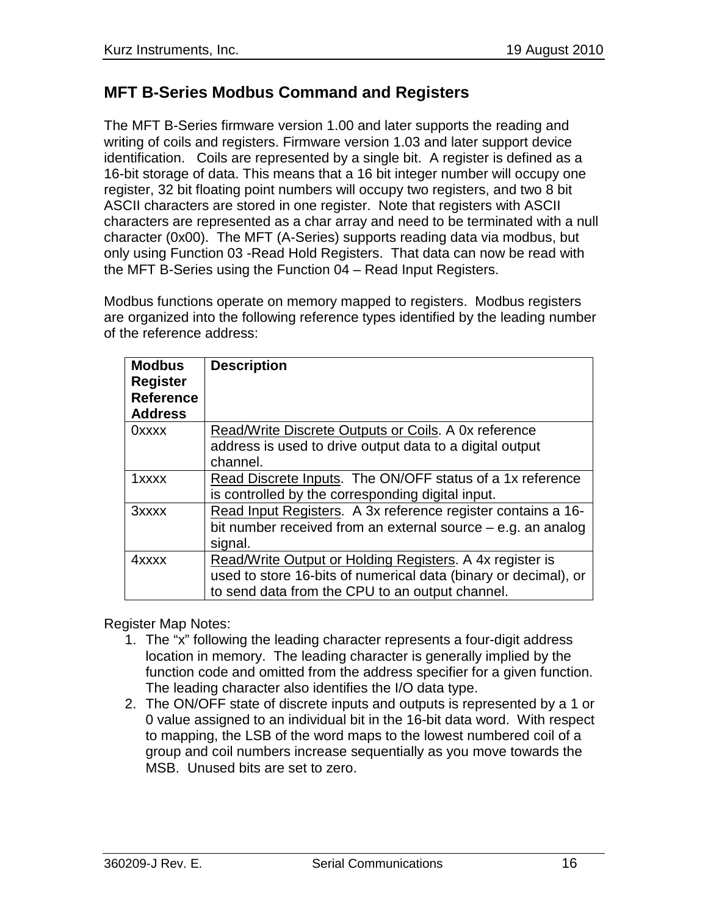## MFT B-Series Modbus Command and Registers

The MFT B-Series firmware version 1.00 and later supports the reading and writing of coils and registers. Firmware version 1.03 and later support device identification. Coils are represented by a single bit. A register is defined as a 16-bit storage of data. This means that a 16 bit integer number will occupy one register, 32 bit floating point numbers will occupy two registers, and two 8 bit ASCII characters are stored in one register. Note that registers with ASCII characters are represented as a char array and need to be terminated with a null character (0x00). The MFT (A-Series) supports reading data via modbus, but only using Function 03 -Read Hold Registers. That data can now be read with the MFT B-Series using the Function 04 – Read Input Registers.

Modbus functions operate on memory mapped to registers. Modbus registers are organized into the following reference types identified by the leading number of the reference address:

| Modbus Register Reference Address | Description |
|---|---|
| 0xxxx | Read/Write Discrete Outputs or Coils. A 0x reference address is used to drive output data to a digital output channel. |
| 1xxxx | Read Discrete Inputs. The ON/OFF status of a 1x reference is controlled by the corresponding digital input. |
| 3xxxx | Read Input Registers. A 3x reference register contains a 16-bit number received from an external source – e.g. an analog signal. |
| 4xxxx | Read/Write Output or Holding Registers. A 4x register is used to store 16-bits of numerical data (binary or decimal), or to send data from the CPU to an output channel. |

Register Map Notes:

1. The "x" following the leading character represents a four-digit address location in memory. The leading character is generally implied by the function code and omitted from the address specifier for a given function. The leading character also identifies the I/O data type.
2. The ON/OFF state of discrete inputs and outputs is represented by a 1 or 0 value assigned to an individual bit in the 16-bit data word. With respect to mapping, the LSB of the word maps to the lowest numbered coil of a group and coil numbers increase sequentially as you move towards the MSB. Unused bits are set to zero.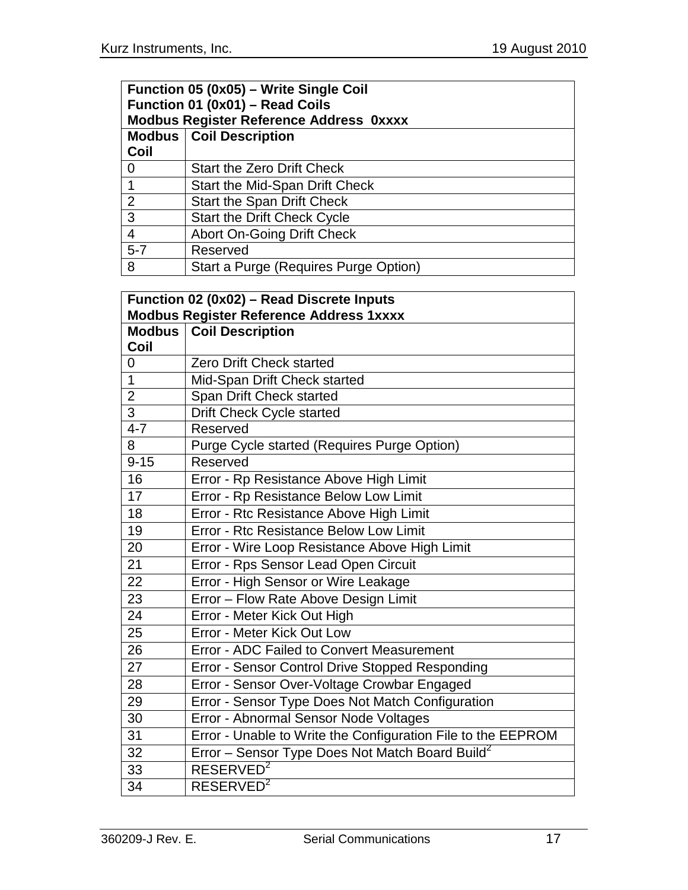| **Function 05 (0x05) – Write Single Coil**<br>**Function 01 (0x01) – Read Coils**<br>**Modbus Register Reference Address 0xxxx** | |
|---|---|
| **Modbus Coil** | **Coil Description** |
| 0 | Start the Zero Drift Check |
| 1 | Start the Mid-Span Drift Check |
| 2 | Start the Span Drift Check |
| 3 | Start the Drift Check Cycle |
| 4 | Abort On-Going Drift Check |
| 5-7 | Reserved |
| 8 | Start a Purge (Requires Purge Option) |

| **Function 02 (0x02) – Read Discrete Inputs**<br>**Modbus Register Reference Address 1xxxx** | |
|---|---|
| **Modbus Coil** | **Coil Description** |
| 0 | Zero Drift Check started |
| 1 | Mid-Span Drift Check started |
| 2 | Span Drift Check started |
| 3 | Drift Check Cycle started |
| 4-7 | Reserved |
| 8 | Purge Cycle started (Requires Purge Option) |
| 9-15 | Reserved |
| 16 | Error - Rp Resistance Above High Limit |
| 17 | Error - Rp Resistance Below Low Limit |
| 18 | Error - Rtc Resistance Above High Limit |
| 19 | Error - Rtc Resistance Below Low Limit |
| 20 | Error - Wire Loop Resistance Above High Limit |
| 21 | Error - Rps Sensor Lead Open Circuit |
| 22 | Error - High Sensor or Wire Leakage |
| 23 | Error – Flow Rate Above Design Limit |
| 24 | Error - Meter Kick Out High |
| 25 | Error - Meter Kick Out Low |
| 26 | Error - ADC Failed to Convert Measurement |
| 27 | Error - Sensor Control Drive Stopped Responding |
| 28 | Error - Sensor Over-Voltage Crowbar Engaged |
| 29 | Error - Sensor Type Does Not Match Configuration |
| 30 | Error - Abnormal Sensor Node Voltages |
| 31 | Error - Unable to Write the Configuration File to the EEPROM |
| 32 | Error – Sensor Type Does Not Match Board Build[2] |
| 33 | RESERVED[2] |
| 34 | RESERVED[2] |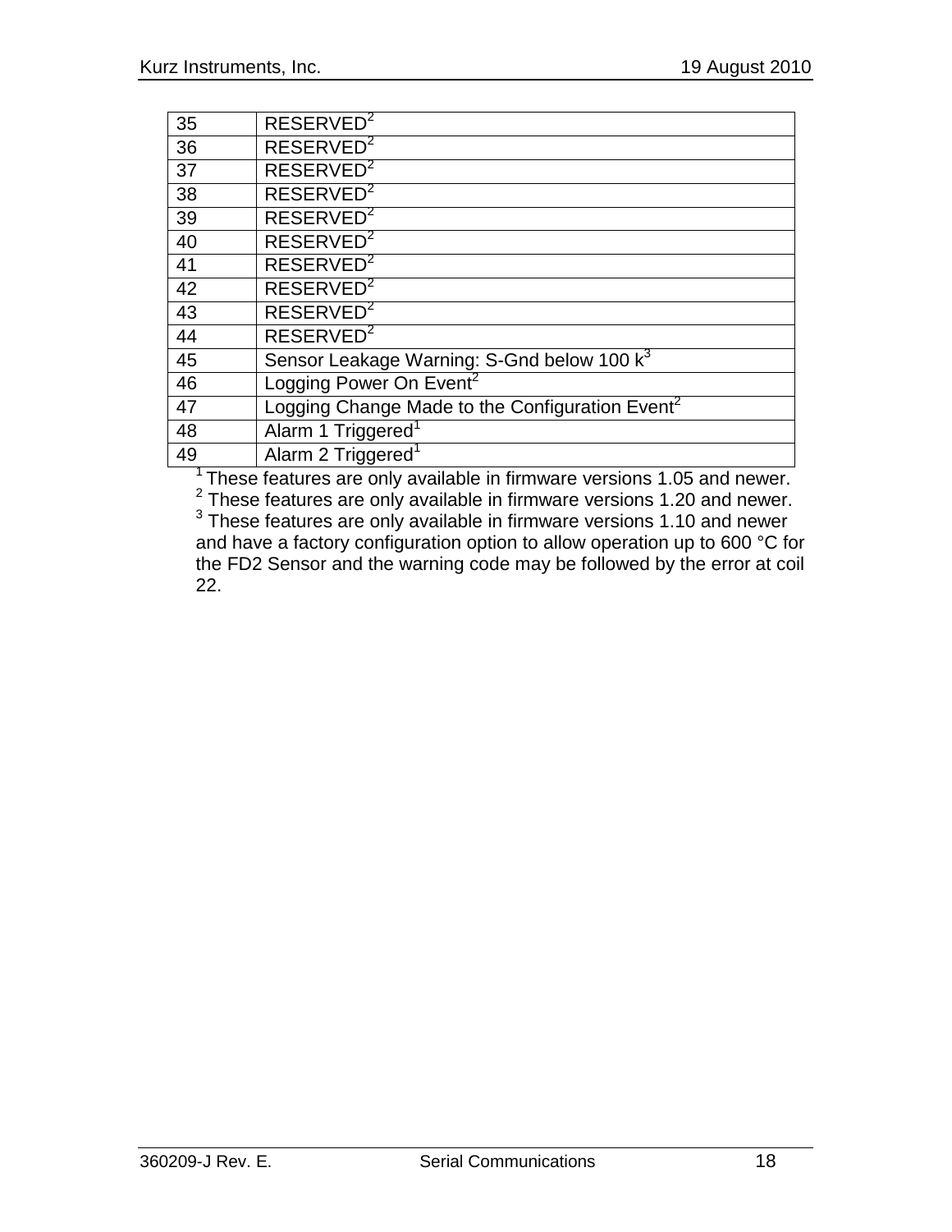| 35 | RESERVED[2] |
|---|---|
| 36 | RESERVED[2] |
| 37 | RESERVED[2] |
| 38 | RESERVED[2] |
| 39 | RESERVED[2] |
| 40 | RESERVED[2] |
| 41 | RESERVED[2] |
| 42 | RESERVED[2] |
| 43 | RESERVED[2] |
| 44 | RESERVED[2] |
| 45 | Sensor Leakage Warning: S-Gnd below 100 k[3] |
| 46 | Logging Power On Event[2] |
| 47 | Logging Change Made to the Configuration Event[2] |
| 48 | Alarm 1 Triggered[1] |
| 49 | Alarm 2 Triggered[1] |

[1] These features are only available in firmware versions 1.05 and newer.
[2] These features are only available in firmware versions 1.20 and newer.
[3] These features are only available in firmware versions 1.10 and newer and have a factory configuration option to allow operation up to 600 °C for the FD2 Sensor and the warning code may be followed by the error at coil 22.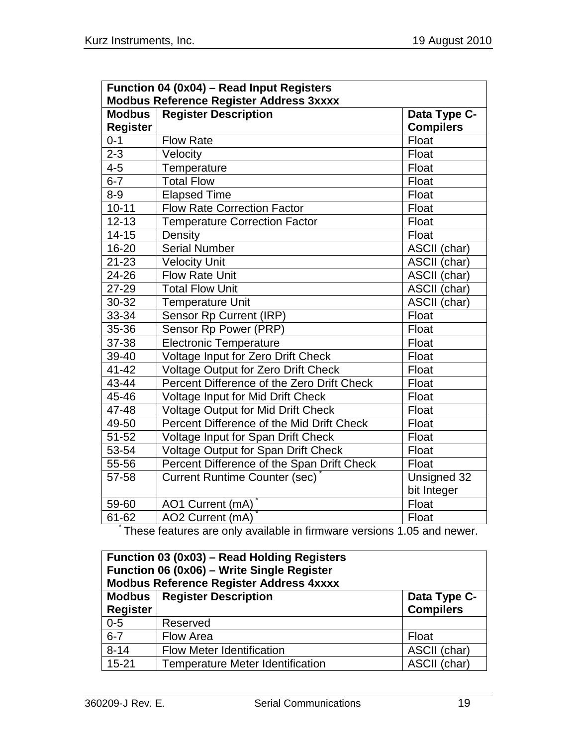| Function 04 (0x04) – Read Input Registers<br>Modbus Reference Register Address 3xxxx | | |
|---|---|---|
| **Modbus Register** | **Register Description** | **Data Type C-Compilers** |
| 0-1 | Flow Rate | Float |
| 2-3 | Velocity | Float |
| 4-5 | Temperature | Float |
| 6-7 | Total Flow | Float |
| 8-9 | Elapsed Time | Float |
| 10-11 | Flow Rate Correction Factor | Float |
| 12-13 | Temperature Correction Factor | Float |
| 14-15 | Density | Float |
| 16-20 | Serial Number | ASCII (char) |
| 21-23 | Velocity Unit | ASCII (char) |
| 24-26 | Flow Rate Unit | ASCII (char) |
| 27-29 | Total Flow Unit | ASCII (char) |
| 30-32 | Temperature Unit | ASCII (char) |
| 33-34 | Sensor Rp Current (IRP) | Float |
| 35-36 | Sensor Rp Power (PRP) | Float |
| 37-38 | Electronic Temperature | Float |
| 39-40 | Voltage Input for Zero Drift Check | Float |
| 41-42 | Voltage Output for Zero Drift Check | Float |
| 43-44 | Percent Difference of the Zero Drift Check | Float |
| 45-46 | Voltage Input for Mid Drift Check | Float |
| 47-48 | Voltage Output for Mid Drift Check | Float |
| 49-50 | Percent Difference of the Mid Drift Check | Float |
| 51-52 | Voltage Input for Span Drift Check | Float |
| 53-54 | Voltage Output for Span Drift Check | Float |
| 55-56 | Percent Difference of the Span Drift Check | Float |
| 57-58 | Current Runtime Counter (sec) * | Unsigned 32 bit Integer |
| 59-60 | AO1 Current (mA) * | Float |
| 61-62 | AO2 Current (mA) * | Float |

* These features are only available in firmware versions 1.05 and newer.

| Function 03 (0x03) – Read Holding Registers<br>Function 06 (0x06) – Write Single Register<br>Modbus Reference Register Address 4xxxx | | |
|---|---|---|
| **Modbus Register** | **Register Description** | **Data Type C-Compilers** |
| 0-5 | Reserved | |
| 6-7 | Flow Area | Float |
| 8-14 | Flow Meter Identification | ASCII (char) |
| 15-21 | Temperature Meter Identification | ASCII (char) |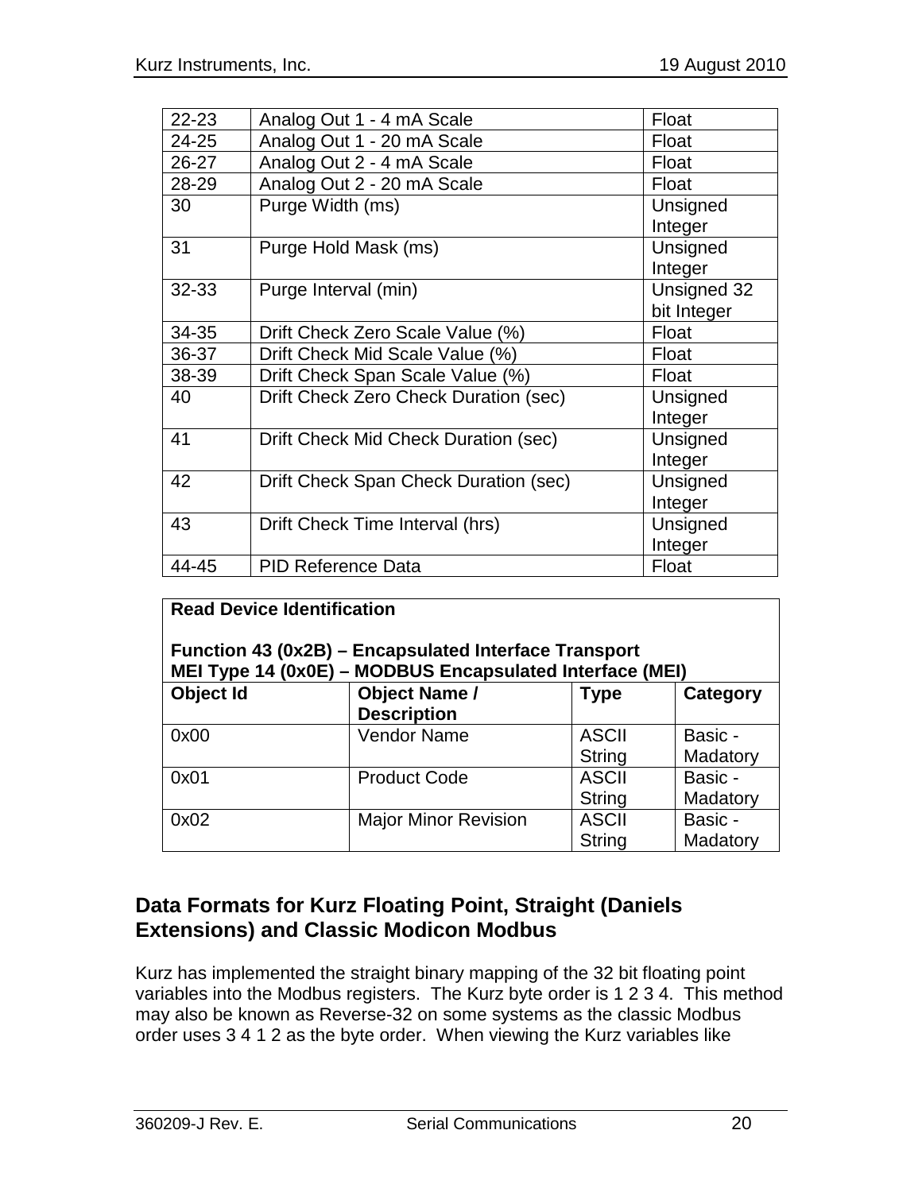| | | |
|---|---|---|
| 22-23 | Analog Out 1 - 4 mA Scale | Float |
| 24-25 | Analog Out 1 - 20 mA Scale | Float |
| 26-27 | Analog Out 2 - 4 mA Scale | Float |
| 28-29 | Analog Out 2 - 20 mA Scale | Float |
| 30 | Purge Width (ms) | Unsigned Integer |
| 31 | Purge Hold Mask (ms) | Unsigned Integer |
| 32-33 | Purge Interval (min) | Unsigned 32 bit Integer |
| 34-35 | Drift Check Zero Scale Value (%) | Float |
| 36-37 | Drift Check Mid Scale Value (%) | Float |
| 38-39 | Drift Check Span Scale Value (%) | Float |
| 40 | Drift Check Zero Check Duration (sec) | Unsigned Integer |
| 41 | Drift Check Mid Check Duration (sec) | Unsigned Integer |
| 42 | Drift Check Span Check Duration (sec) | Unsigned Integer |
| 43 | Drift Check Time Interval (hrs) | Unsigned Integer |
| 44-45 | PID Reference Data | Float |

**Read Device Identification**

**Function 43 (0x2B) – Encapsulated Interface Transport**
**MEI Type 14 (0x0E) – MODBUS Encapsulated Interface (MEI)**

| **Object Id** | **Object Name / Description** | **Type** | **Category** |
|---|---|---|---|
| 0x00 | Vendor Name | ASCII String | Basic - Madatory |
| 0x01 | Product Code | ASCII String | Basic - Madatory |
| 0x02 | Major Minor Revision | ASCII String | Basic - Madatory |

## Data Formats for Kurz Floating Point, Straight (Daniels Extensions) and Classic Modicon Modbus

Kurz has implemented the straight binary mapping of the 32 bit floating point variables into the Modbus registers. The Kurz byte order is 1 2 3 4. This method may also be known as Reverse-32 on some systems as the classic Modbus order uses 3 4 1 2 as the byte order. When viewing the Kurz variables like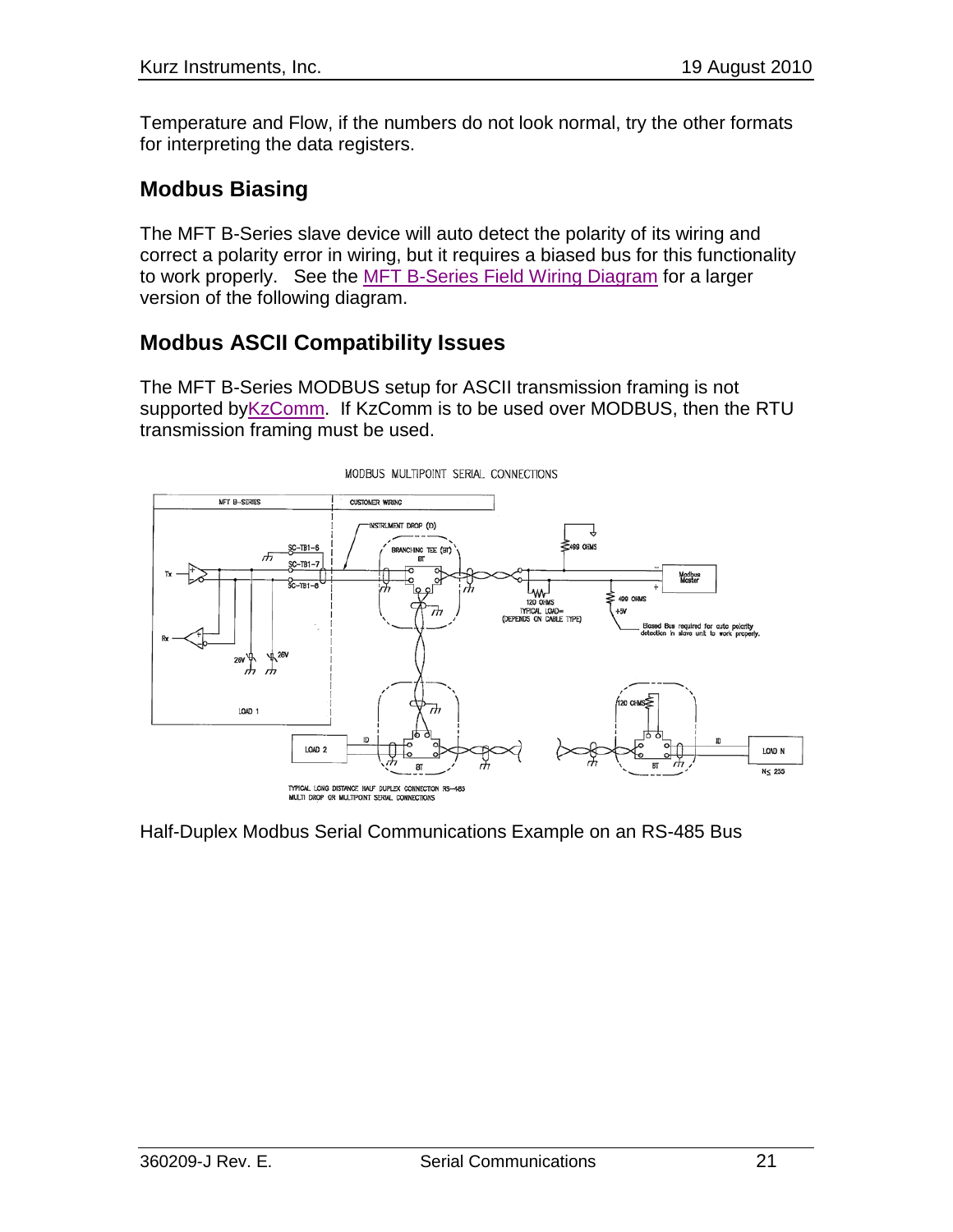Temperature and Flow, if the numbers do not look normal, try the other formats for interpreting the data registers.

## Modbus Biasing

The MFT B-Series slave device will auto detect the polarity of its wiring and correct a polarity error in wiring, but it requires a biased bus for this functionality to work properly. See the MFT B-Series Field Wiring Diagram for a larger version of the following diagram.

## Modbus ASCII Compatibility Issues

The MFT B-Series MODBUS setup for ASCII transmission framing is not supported byKzComm. If KzComm is to be used over MODBUS, then the RTU transmission framing must be used.

Half-Duplex Modbus Serial Communications Example on an RS-485 Bus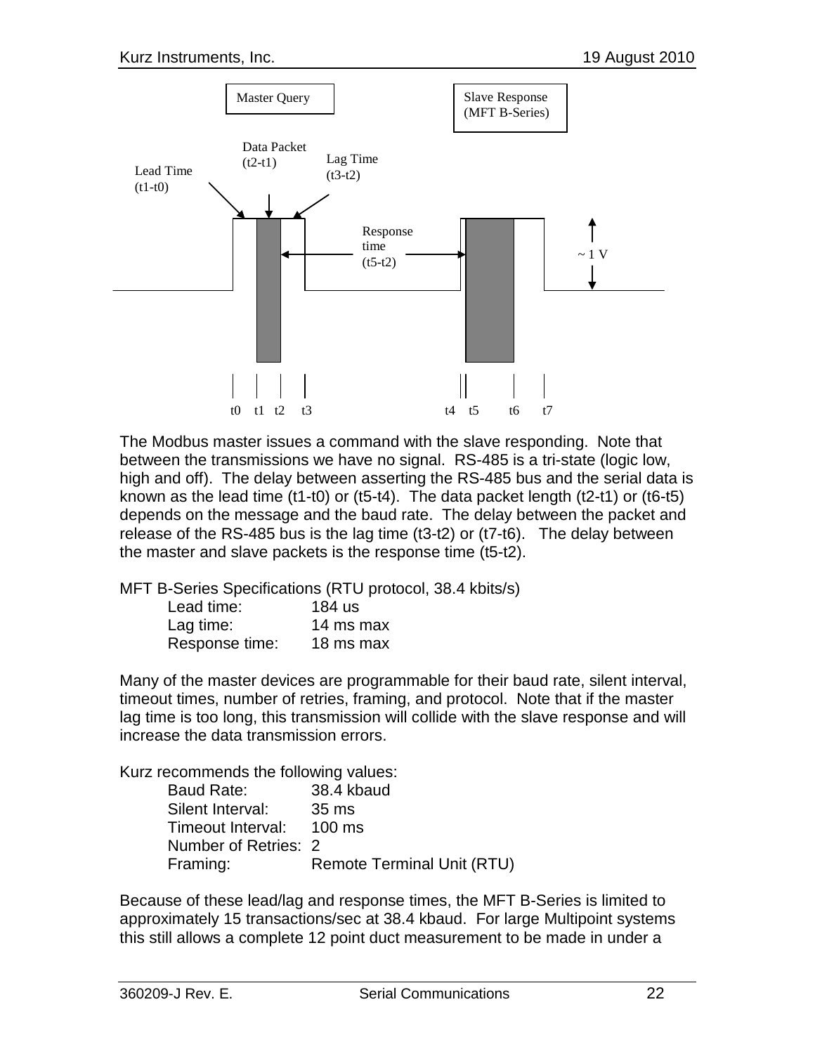The Modbus master issues a command with the slave responding. Note that between the transmissions we have no signal. RS-485 is a tri-state (logic low, high and off). The delay between asserting the RS-485 bus and the serial data is known as the lead time (t1-t0) or (t5-t4). The data packet length (t2-t1) or (t6-t5) depends on the message and the baud rate. The delay between the packet and release of the RS-485 bus is the lag time (t3-t2) or (t7-t6). The delay between the master and slave packets is the response time (t5-t2).

MFT B-Series Specifications (RTU protocol, 38.4 kbits/s)

| | |
|---|---|
| Lead time: | 184 us |
| Lag time: | 14 ms max |
| Response time: | 18 ms max |

Many of the master devices are programmable for their baud rate, silent interval, timeout times, number of retries, framing, and protocol. Note that if the master lag time is too long, this transmission will collide with the slave response and will increase the data transmission errors.

Kurz recommends the following values:

| | |
|---|---|
| Baud Rate: | 38.4 kbaud |
| Silent Interval: | 35 ms |
| Timeout Interval: | 100 ms |
| Number of Retries: | 2 |
| Framing: | Remote Terminal Unit (RTU) |

Because of these lead/lag and response times, the MFT B-Series is limited to approximately 15 transactions/sec at 38.4 kbaud. For large Multipoint systems this still allows a complete 12 point duct measurement to be made in under a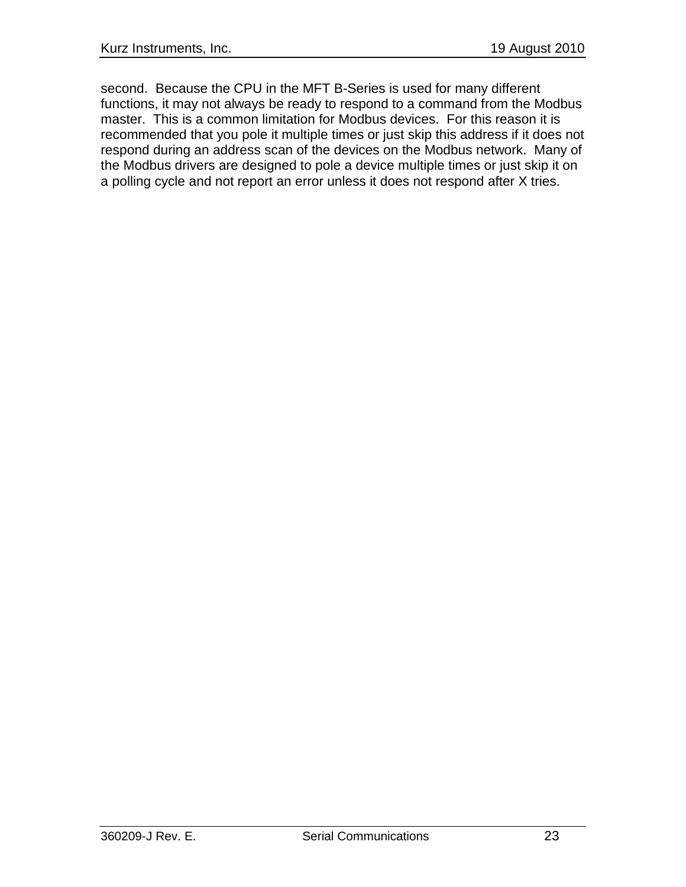second.  Because the CPU in the MFT B-Series is used for many different functions, it may not always be ready to respond to a command from the Modbus master.  This is a common limitation for Modbus devices.  For this reason it is recommended that you pole it multiple times or just skip this address if it does not respond during an address scan of the devices on the Modbus network.  Many of the Modbus drivers are designed to pole a device multiple times or just skip it on a polling cycle and not report an error unless it does not respond after X tries.